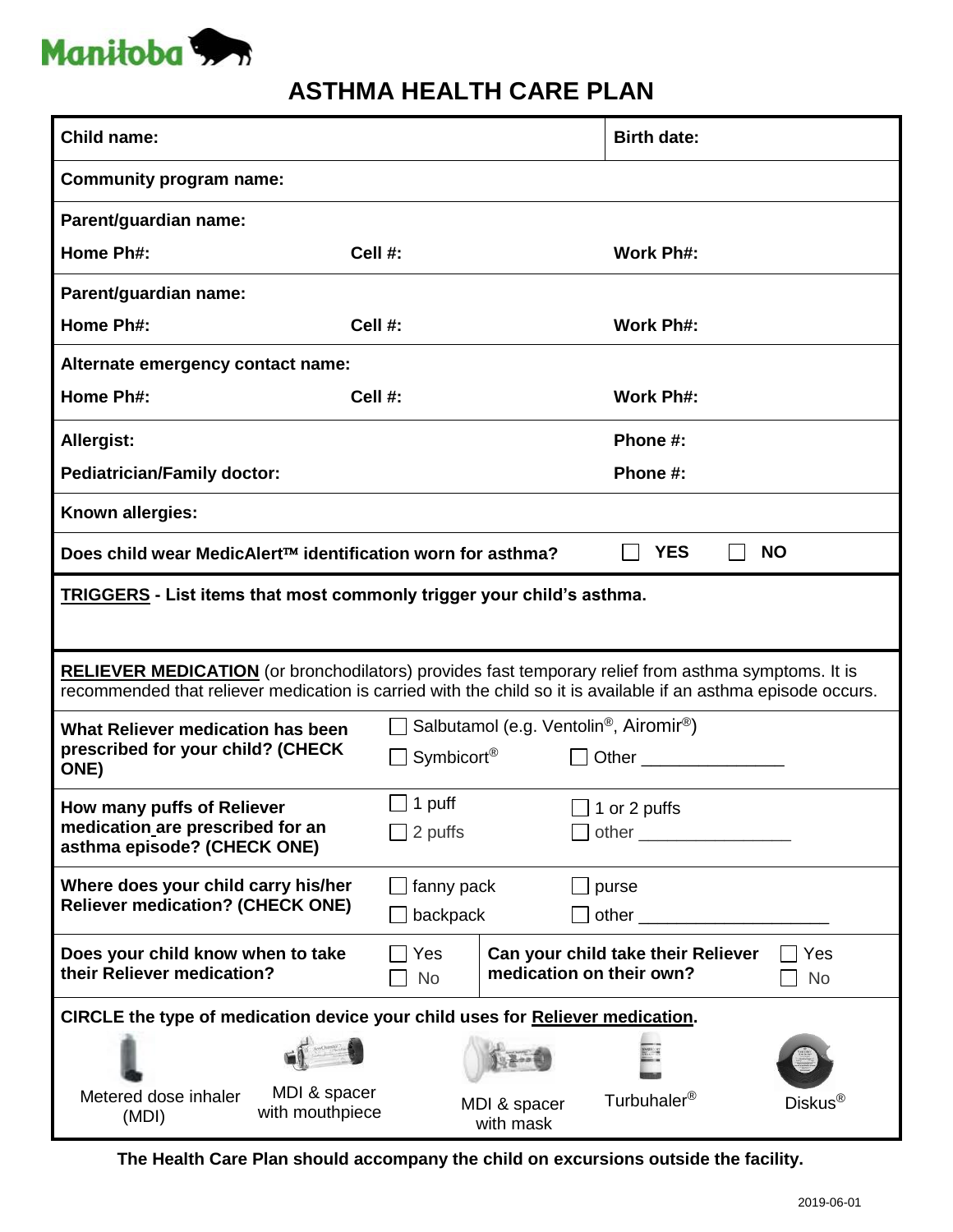Manitoba

# ASTHMA HEALTH CARE PLAN

**Child name:** 

**Birth date:** 

**Community program name:** 

**Parent/guardian name:** 

**Home Ph#:** **Cell #:** **Work Ph#:** 

**Parent/guardian name:** 

**Home Ph#:** **Cell #:** **Work Ph#:** 

**Alternate emergency contact name:** 

**Home Ph#:** **Cell #:** **Work Ph#:** 

**Allergist:** **Phone #:** 

**Pediatrician/Family doctor:** **Phone #:** 

**Known allergies:** 

**Does child wear MedicAlert™ identification worn for asthma?** ☐ **YES** ☐ **NO**

**TRIGGERS - List items that most commonly trigger your child's asthma.**

**RELIEVER MEDICATION** (or bronchodilators) provides fast temporary relief from asthma symptoms. It is recommended that reliever medication is carried with the child so it is available if an asthma episode occurs.

| | |
|---|---|
| **What Reliever medication has been prescribed for your child? (CHECK ONE)** | ☐ Salbutamol (e.g. Ventolin®, Airomir®) ☐ Symbicort® ☐ Other _______________ |
| **How many puffs of Reliever medication are prescribed for an asthma episode? (CHECK ONE)** | ☐ 1 puff ☐ 1 or 2 puffs ☐ 2 puffs ☐ other ________________ |
| **Where does your child carry his/her Reliever medication? (CHECK ONE)** | ☐ fanny pack ☐ purse ☐ backpack ☐ other ____________________ |

| | | | |
|---|---|---|---|
| **Does your child know when to take their Reliever medication?** | ☐ Yes ☐ No | **Can your child take their Reliever medication on their own?** | ☐ Yes ☐ No |

**CIRCLE the type of medication device your child uses for Reliever medication.**

Metered dose inhaler (MDI) | MDI & spacer with mouthpiece | MDI & spacer with mask | Turbuhaler® | Diskus®

**The Health Care Plan should accompany the child on excursions outside the facility.**

2019-06-01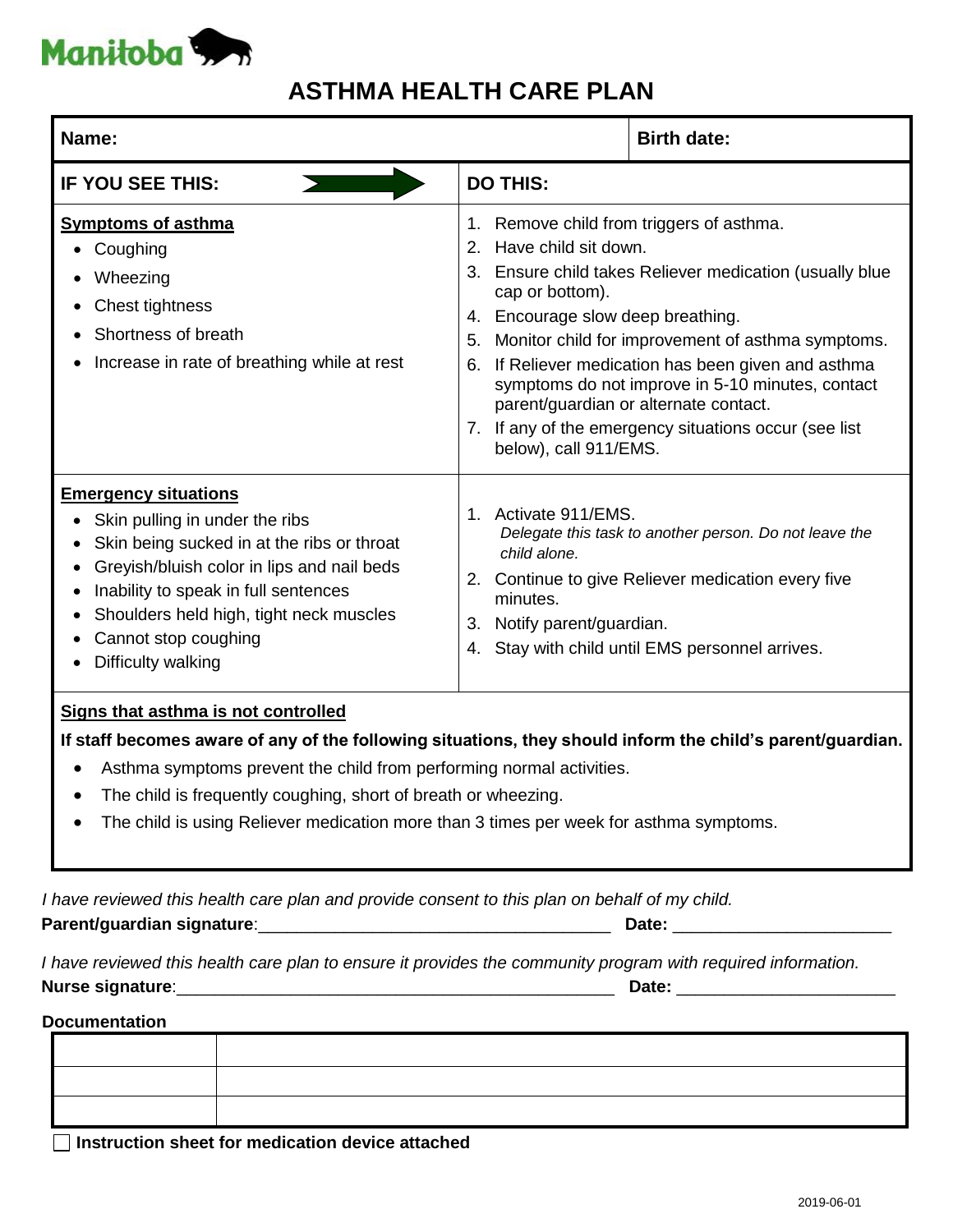Manitoba

# ASTHMA HEALTH CARE PLAN

| **Name:** | **Birth date:** |
|---|---|
| **IF YOU SEE THIS:** | **DO THIS:** |
| **Symptoms of asthma**<br>• Coughing<br>• Wheezing<br>• Chest tightness<br>• Shortness of breath<br>• Increase in rate of breathing while at rest | 1. Remove child from triggers of asthma.<br>2. Have child sit down.<br>3. Ensure child takes Reliever medication (usually blue cap or bottom).<br>4. Encourage slow deep breathing.<br>5. Monitor child for improvement of asthma symptoms.<br>6. If Reliever medication has been given and asthma symptoms do not improve in 5-10 minutes, contact parent/guardian or alternate contact.<br>7. If any of the emergency situations occur (see list below), call 911/EMS. |
| **Emergency situations**<br>• Skin pulling in under the ribs<br>• Skin being sucked in at the ribs or throat<br>• Greyish/bluish color in lips and nail beds<br>• Inability to speak in full sentences<br>• Shoulders held high, tight neck muscles<br>• Cannot stop coughing<br>• Difficulty walking | 1. Activate 911/EMS.<br>*Delegate this task to another person. Do not leave the child alone.*<br>2. Continue to give Reliever medication every five minutes.<br>3. Notify parent/guardian.<br>4. Stay with child until EMS personnel arrives. |

**Signs that asthma is not controlled**

**If staff becomes aware of any of the following situations, they should inform the child's parent/guardian.**

- Asthma symptoms prevent the child from performing normal activities.
- The child is frequently coughing, short of breath or wheezing.
- The child is using Reliever medication more than 3 times per week for asthma symptoms.

*I have reviewed this health care plan and provide consent to this plan on behalf of my child.*

**Parent/guardian signature**:_____________________________________ **Date:** _______________________

*I have reviewed this health care plan to ensure it provides the community program with required information.*

**Nurse signature**:_____________________________________________ **Date:** _______________________

**Documentation**

| | |
|---|---|
| | |
| | |
| | |

☐ **Instruction sheet for medication device attached**

2019-06-01